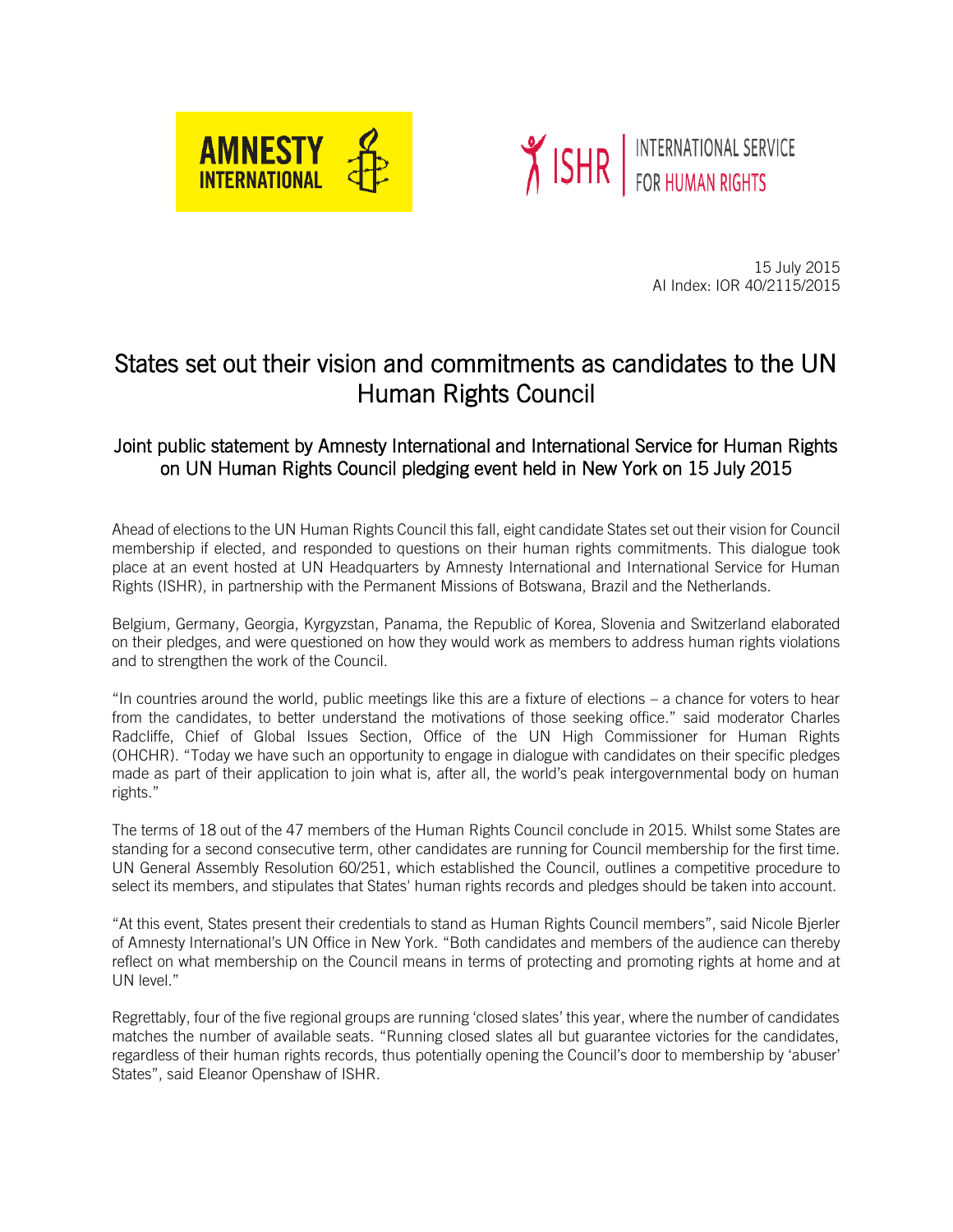AMNESTY INTERNATIONAL

ISHR | INTERNATIONAL SERVICE FOR HUMAN RIGHTS

15 July 2015
AI Index: IOR 40/2115/2015

# States set out their vision and commitments as candidates to the UN Human Rights Council

## Joint public statement by Amnesty International and International Service for Human Rights on UN Human Rights Council pledging event held in New York on 15 July 2015

Ahead of elections to the UN Human Rights Council this fall, eight candidate States set out their vision for Council membership if elected, and responded to questions on their human rights commitments. This dialogue took place at an event hosted at UN Headquarters by Amnesty International and International Service for Human Rights (ISHR), in partnership with the Permanent Missions of Botswana, Brazil and the Netherlands.

Belgium, Germany, Georgia, Kyrgyzstan, Panama, the Republic of Korea, Slovenia and Switzerland elaborated on their pledges, and were questioned on how they would work as members to address human rights violations and to strengthen the work of the Council.

"In countries around the world, public meetings like this are a fixture of elections – a chance for voters to hear from the candidates, to better understand the motivations of those seeking office." said moderator Charles Radcliffe, Chief of Global Issues Section, Office of the UN High Commissioner for Human Rights (OHCHR). "Today we have such an opportunity to engage in dialogue with candidates on their specific pledges made as part of their application to join what is, after all, the world's peak intergovernmental body on human rights."

The terms of 18 out of the 47 members of the Human Rights Council conclude in 2015. Whilst some States are standing for a second consecutive term, other candidates are running for Council membership for the first time. UN General Assembly Resolution 60/251, which established the Council, outlines a competitive procedure to select its members, and stipulates that States' human rights records and pledges should be taken into account.

"At this event, States present their credentials to stand as Human Rights Council members", said Nicole Bjerler of Amnesty International's UN Office in New York. "Both candidates and members of the audience can thereby reflect on what membership on the Council means in terms of protecting and promoting rights at home and at UN level."

Regrettably, four of the five regional groups are running 'closed slates' this year, where the number of candidates matches the number of available seats. "Running closed slates all but guarantee victories for the candidates, regardless of their human rights records, thus potentially opening the Council's door to membership by 'abuser' States", said Eleanor Openshaw of ISHR.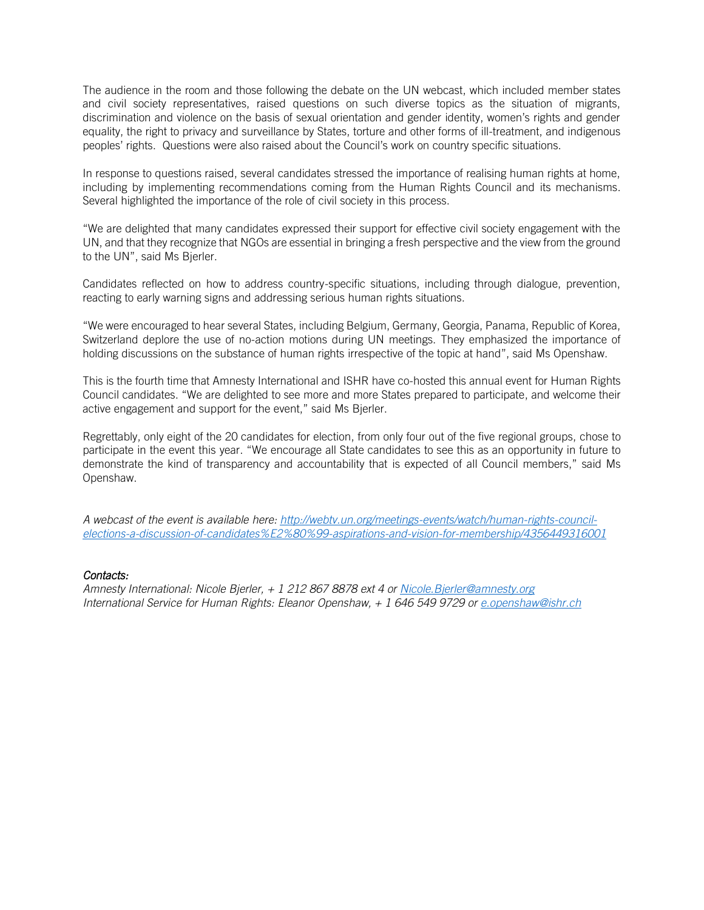The audience in the room and those following the debate on the UN webcast, which included member states and civil society representatives, raised questions on such diverse topics as the situation of migrants, discrimination and violence on the basis of sexual orientation and gender identity, women's rights and gender equality, the right to privacy and surveillance by States, torture and other forms of ill-treatment, and indigenous peoples' rights.  Questions were also raised about the Council's work on country specific situations.

In response to questions raised, several candidates stressed the importance of realising human rights at home, including by implementing recommendations coming from the Human Rights Council and its mechanisms. Several highlighted the importance of the role of civil society in this process.

"We are delighted that many candidates expressed their support for effective civil society engagement with the UN, and that they recognize that NGOs are essential in bringing a fresh perspective and the view from the ground to the UN", said Ms Bjerler.

Candidates reflected on how to address country-specific situations, including through dialogue, prevention, reacting to early warning signs and addressing serious human rights situations.

"We were encouraged to hear several States, including Belgium, Germany, Georgia, Panama, Republic of Korea, Switzerland deplore the use of no-action motions during UN meetings. They emphasized the importance of holding discussions on the substance of human rights irrespective of the topic at hand", said Ms Openshaw.

This is the fourth time that Amnesty International and ISHR have co-hosted this annual event for Human Rights Council candidates. "We are delighted to see more and more States prepared to participate, and welcome their active engagement and support for the event," said Ms Bjerler.

Regrettably, only eight of the 20 candidates for election, from only four out of the five regional groups, chose to participate in the event this year. "We encourage all State candidates to see this as an opportunity in future to demonstrate the kind of transparency and accountability that is expected of all Council members," said Ms Openshaw.

*A webcast of the event is available here: [http://webtv.un.org/meetings-events/watch/human-rights-council-elections-a-discussion-of-candidates%E2%80%99-aspirations-and-vision-for-membership/4356449316001](http://webtv.un.org/meetings-events/watch/human-rights-council-elections-a-discussion-of-candidates%E2%80%99-aspirations-and-vision-for-membership/4356449316001)*

***Contacts:***
*Amnesty International: Nicole Bjerler, + 1 212 867 8878 ext 4 or [Nicole.Bjerler@amnesty.org](mailto:Nicole.Bjerler@amnesty.org)*
*International Service for Human Rights: Eleanor Openshaw, + 1 646 549 9729 or [e.openshaw@ishr.ch](mailto:e.openshaw@ishr.ch)*